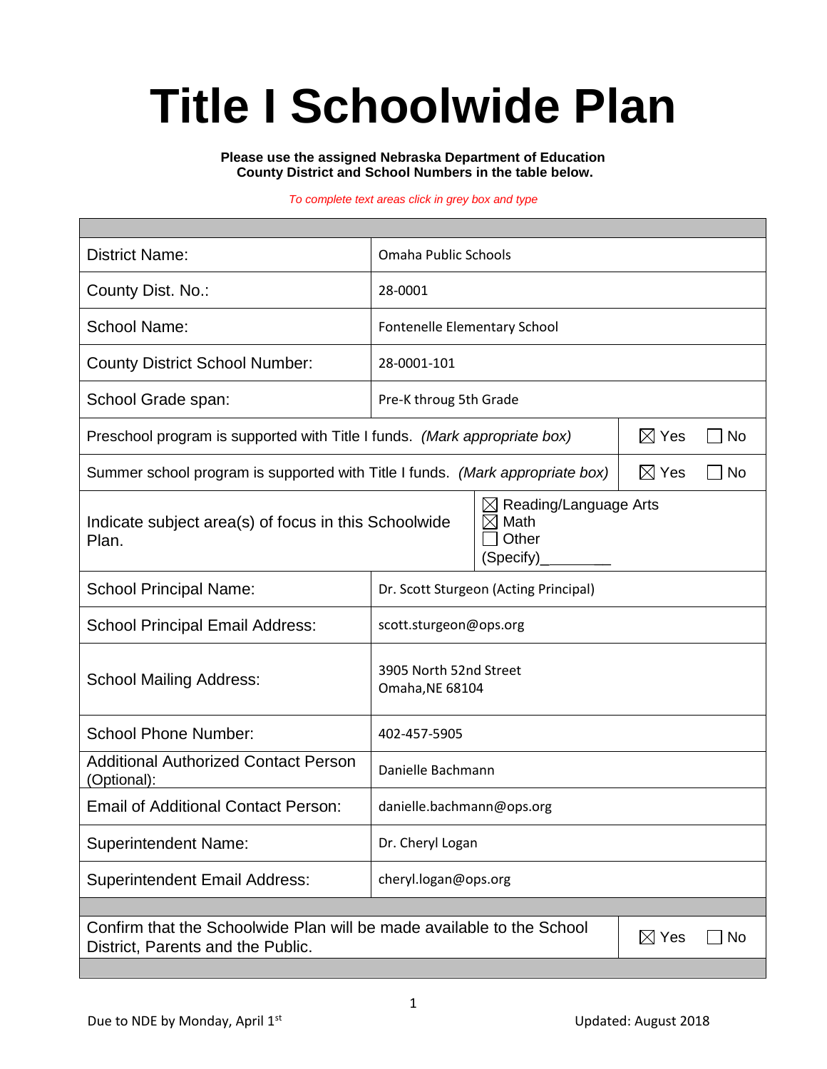# Title I Schoolwide Plan

**Please use the assigned Nebraska Department of Education County District and School Numbers in the table below.**

*To complete text areas click in grey box and type*

| | | | |
|---|---|---|---|
| District Name: | Omaha Public Schools | | |
| County Dist. No.: | 28-0001 | | |
| School Name: | Fontenelle Elementary School | | |
| County District School Number: | 28-0001-101 | | |
| School Grade span: | Pre-K throug 5th Grade | | |
| Preschool program is supported with Title I funds. *(Mark appropriate box)* | | ☒ Yes | ☐ No |
| Summer school program is supported with Title I funds. *(Mark appropriate box)* | | ☒ Yes | ☐ No |
| Indicate subject area(s) of focus in this Schoolwide Plan. | ☒ Reading/Language Arts<br>☒ Math<br>☐ Other (Specify)__________ | | |
| School Principal Name: | Dr. Scott Sturgeon (Acting Principal) | | |
| School Principal Email Address: | scott.sturgeon@ops.org | | |
| School Mailing Address: | 3905 North 52nd Street<br>Omaha,NE 68104 | | |
| School Phone Number: | 402-457-5905 | | |
| Additional Authorized Contact Person (Optional): | Danielle Bachmann | | |
| Email of Additional Contact Person: | danielle.bachmann@ops.org | | |
| Superintendent Name: | Dr. Cheryl Logan | | |
| Superintendent Email Address: | cheryl.logan@ops.org | | |
| Confirm that the Schoolwide Plan will be made available to the School District, Parents and the Public. | | ☒ Yes | ☐ No |

Due to NDE by Monday, April 1st

Updated: August 2018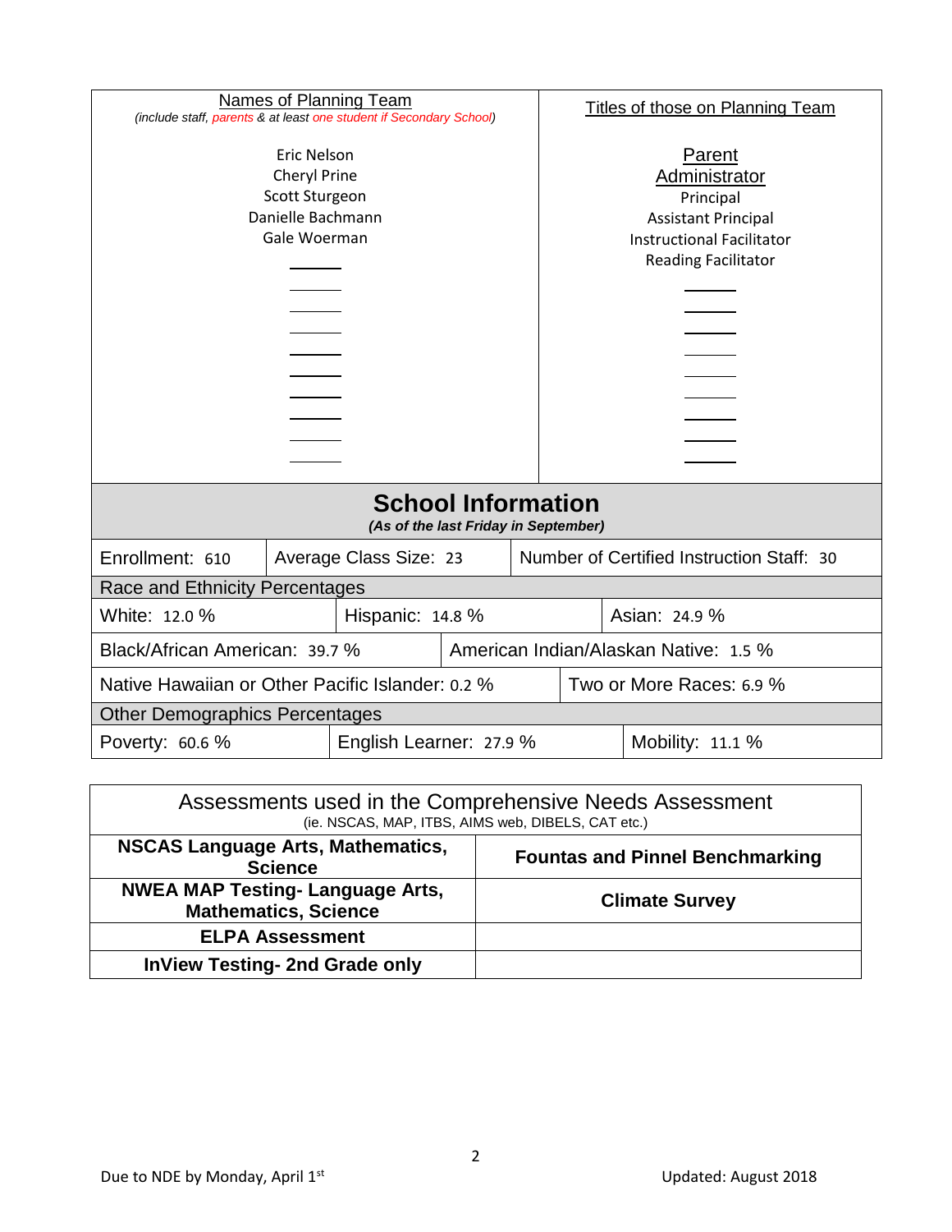| Names of Planning Team<br>*(include staff, parents & at least one student if Secondary School)* | Titles of those on Planning Team |
|---|---|
| Eric Nelson | Parent |
| Cheryl Prine | Administrator |
| Scott Sturgeon | Principal |
| Danielle Bachmann | Assistant Principal |
| Gale Woerman | Instructional Facilitator |
| | Reading Facilitator |

## School Information

*(As of the last Friday in September)*

| Enrollment: 610 | Average Class Size: 23 | Number of Certified Instruction Staff: 30 |
|---|---|---|

**Race and Ethnicity Percentages**

| White: 12.0 % | Hispanic: 14.8 % | Asian: 24.9 % |
|---|---|---|
| Black/African American: 39.7 % | American Indian/Alaskan Native: 1.5 % | |
| Native Hawaiian or Other Pacific Islander: 0.2 % | Two or More Races: 6.9 % | |

**Other Demographics Percentages**

| Poverty: 60.6 % | English Learner: 27.9 % | Mobility: 11.1 % |
|---|---|---|

| Assessments used in the Comprehensive Needs Assessment<br>(ie. NSCAS, MAP, ITBS, AIMS web, DIBELS, CAT etc.) | |
|---|---|
| **NSCAS Language Arts, Mathematics, Science** | **Fountas and Pinnel Benchmarking** |
| **NWEA MAP Testing- Language Arts, Mathematics, Science** | **Climate Survey** |
| **ELPA Assessment** | |
| **InView Testing- 2nd Grade only** | |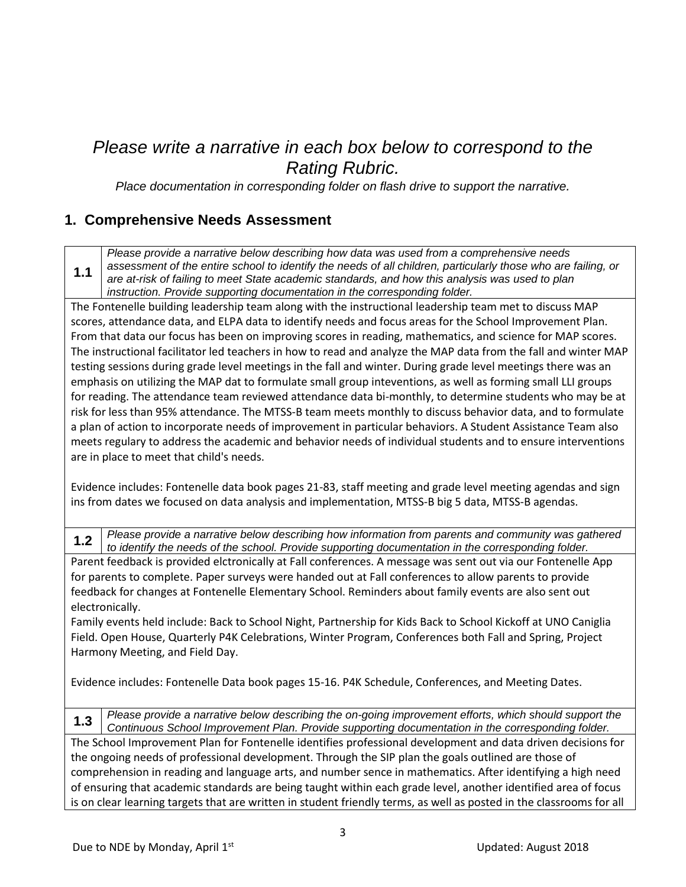*Please write a narrative in each box below to correspond to the Rating Rubric.*

*Place documentation in corresponding folder on flash drive to support the narrative.*

## 1. Comprehensive Needs Assessment

**1.1** *Please provide a narrative below describing how data was used from a comprehensive needs assessment of the entire school to identify the needs of all children, particularly those who are failing, or are at-risk of failing to meet State academic standards, and how this analysis was used to plan instruction. Provide supporting documentation in the corresponding folder.*

The Fontenelle building leadership team along with the instructional leadership team met to discuss MAP scores, attendance data, and ELPA data to identify needs and focus areas for the School Improvement Plan. From that data our focus has been on improving scores in reading, mathematics, and science for MAP scores. The instructional facilitator led teachers in how to read and analyze the MAP data from the fall and winter MAP testing sessions during grade level meetings in the fall and winter. During grade level meetings there was an emphasis on utilizing the MAP dat to formulate small group inteventions, as well as forming small LLI groups for reading. The attendance team reviewed attendance data bi-monthly, to determine students who may be at risk for less than 95% attendance. The MTSS-B team meets monthly to discuss behavior data, and to formulate a plan of action to incorporate needs of improvement in particular behaviors. A Student Assistance Team also meets regulary to address the academic and behavior needs of individual students and to ensure interventions are in place to meet that child's needs.

Evidence includes: Fontenelle data book pages 21-83, staff meeting and grade level meeting agendas and sign ins from dates we focused on data analysis and implementation, MTSS-B big 5 data, MTSS-B agendas.

**1.2** *Please provide a narrative below describing how information from parents and community was gathered to identify the needs of the school. Provide supporting documentation in the corresponding folder.*

Parent feedback is provided elctronically at Fall conferences. A message was sent out via our Fontenelle App for parents to complete. Paper surveys were handed out at Fall conferences to allow parents to provide feedback for changes at Fontenelle Elementary School. Reminders about family events are also sent out electronically.

Family events held include: Back to School Night, Partnership for Kids Back to School Kickoff at UNO Caniglia Field. Open House, Quarterly P4K Celebrations, Winter Program, Conferences both Fall and Spring, Project Harmony Meeting, and Field Day.

Evidence includes: Fontenelle Data book pages 15-16. P4K Schedule, Conferences, and Meeting Dates.

**1.3** *Please provide a narrative below describing the on-going improvement efforts, which should support the Continuous School Improvement Plan. Provide supporting documentation in the corresponding folder.*

The School Improvement Plan for Fontenelle identifies professional development and data driven decisions for the ongoing needs of professional development. Through the SIP plan the goals outlined are those of comprehension in reading and language arts, and number sence in mathematics. After identifying a high need of ensuring that academic standards are being taught within each grade level, another identified area of focus is on clear learning targets that are written in student friendly terms, as well as posted in the classrooms for all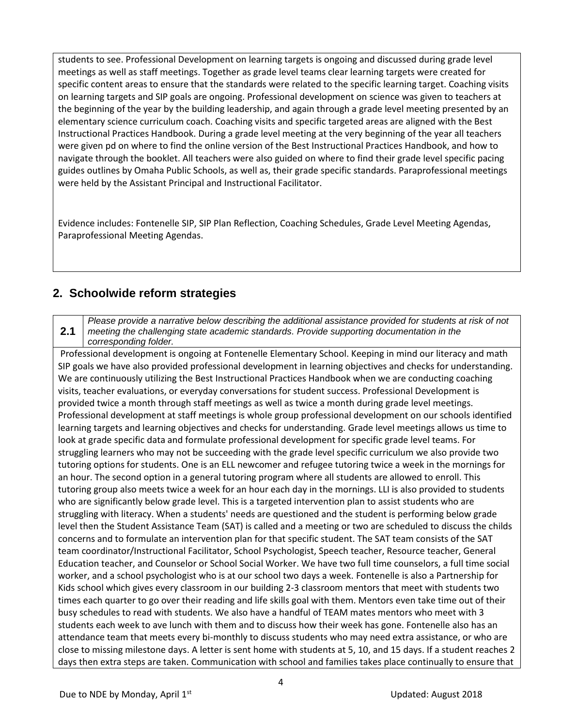students to see. Professional Development on learning targets is ongoing and discussed during grade level meetings as well as staff meetings. Together as grade level teams clear learning targets were created for specific content areas to ensure that the standards were related to the specific learning target. Coaching visits on learning targets and SIP goals are ongoing. Professional development on science was given to teachers at the beginning of the year by the building leadership, and again through a grade level meeting presented by an elementary science curriculum coach. Coaching visits and specific targeted areas are aligned with the Best Instructional Practices Handbook. During a grade level meeting at the very beginning of the year all teachers were given pd on where to find the online version of the Best Instructional Practices Handbook, and how to navigate through the booklet. All teachers were also guided on where to find their grade level specific pacing guides outlines by Omaha Public Schools, as well as, their grade specific standards. Paraprofessional meetings were held by the Assistant Principal and Instructional Facilitator.

Evidence includes: Fontenelle SIP, SIP Plan Reflection, Coaching Schedules, Grade Level Meeting Agendas, Paraprofessional Meeting Agendas.

## 2. Schoolwide reform strategies

**2.1** *Please provide a narrative below describing the additional assistance provided for students at risk of not meeting the challenging state academic standards. Provide supporting documentation in the corresponding folder.*

Professional development is ongoing at Fontenelle Elementary School. Keeping in mind our literacy and math SIP goals we have also provided professional development in learning objectives and checks for understanding. We are continuously utilizing the Best Instructional Practices Handbook when we are conducting coaching visits, teacher evaluations, or everyday conversations for student success. Professional Development is provided twice a month through staff meetings as well as twice a month during grade level meetings. Professional development at staff meetings is whole group professional development on our schools identified learning targets and learning objectives and checks for understanding. Grade level meetings allows us time to look at grade specific data and formulate professional development for specific grade level teams. For struggling learners who may not be succeeding with the grade level specific curriculum we also provide two tutoring options for students. One is an ELL newcomer and refugee tutoring twice a week in the mornings for an hour. The second option in a general tutoring program where all students are allowed to enroll. This tutoring group also meets twice a week for an hour each day in the mornings. LLI is also provided to students who are significantly below grade level. This is a targeted intervention plan to assist students who are struggling with literacy. When a students' needs are questioned and the student is performing below grade level then the Student Assistance Team (SAT) is called and a meeting or two are scheduled to discuss the childs concerns and to formulate an intervention plan for that specific student. The SAT team consists of the SAT team coordinator/Instructional Facilitator, School Psychologist, Speech teacher, Resource teacher, General Education teacher, and Counselor or School Social Worker. We have two full time counselors, a full time social worker, and a school psychologist who is at our school two days a week. Fontenelle is also a Partnership for Kids school which gives every classroom in our building 2-3 classroom mentors that meet with students two times each quarter to go over their reading and life skills goal with them. Mentors even take time out of their busy schedules to read with students. We also have a handful of TEAM mates mentors who meet with 3 students each week to ave lunch with them and to discuss how their week has gone. Fontenelle also has an attendance team that meets every bi-monthly to discuss students who may need extra assistance, or who are close to missing milestone days. A letter is sent home with students at 5, 10, and 15 days. If a student reaches 2 days then extra steps are taken. Communication with school and families takes place continually to ensure that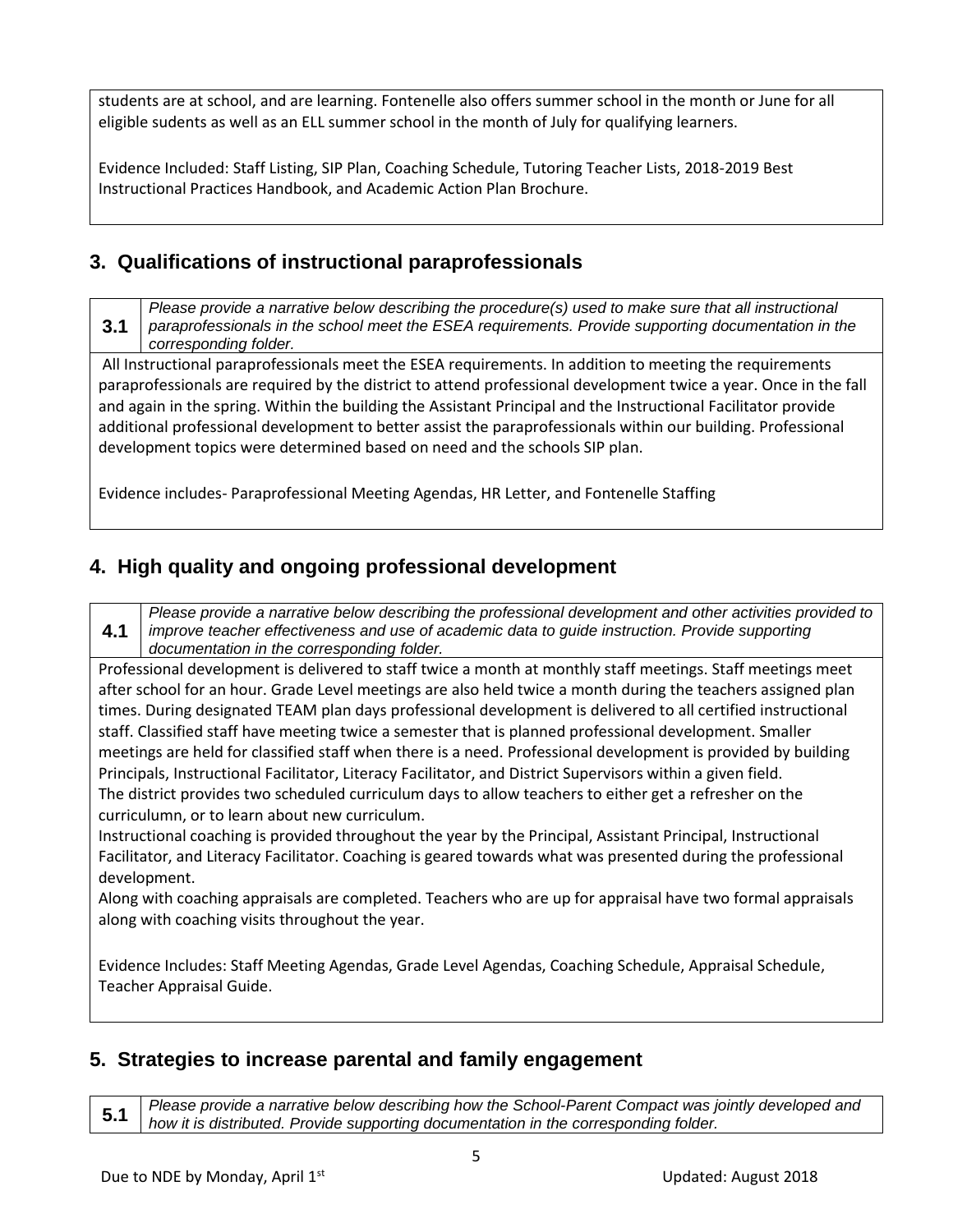students are at school, and are learning. Fontenelle also offers summer school in the month or June for all eligible sudents as well as an ELL summer school in the month of July for qualifying learners.

Evidence Included: Staff Listing, SIP Plan, Coaching Schedule, Tutoring Teacher Lists, 2018-2019 Best Instructional Practices Handbook, and Academic Action Plan Brochure.

## 3. Qualifications of instructional paraprofessionals

| **3.1** | *Please provide a narrative below describing the procedure(s) used to make sure that all instructional paraprofessionals in the school meet the ESEA requirements. Provide supporting documentation in the corresponding folder.* |
|---|---|

All Instructional paraprofessionals meet the ESEA requirements. In addition to meeting the requirements paraprofessionals are required by the district to attend professional development twice a year. Once in the fall and again in the spring. Within the building the Assistant Principal and the Instructional Facilitator provide additional professional development to better assist the paraprofessionals within our building. Professional development topics were determined based on need and the schools SIP plan.

Evidence includes- Paraprofessional Meeting Agendas, HR Letter, and Fontenelle Staffing

## 4. High quality and ongoing professional development

| **4.1** | *Please provide a narrative below describing the professional development and other activities provided to improve teacher effectiveness and use of academic data to guide instruction. Provide supporting documentation in the corresponding folder.* |
|---|---|

Professional development is delivered to staff twice a month at monthly staff meetings. Staff meetings meet after school for an hour. Grade Level meetings are also held twice a month during the teachers assigned plan times. During designated TEAM plan days professional development is delivered to all certified instructional staff. Classified staff have meeting twice a semester that is planned professional development. Smaller meetings are held for classified staff when there is a need. Professional development is provided by building Principals, Instructional Facilitator, Literacy Facilitator, and District Supervisors within a given field.
The district provides two scheduled curriculum days to allow teachers to either get a refresher on the curriculumn, or to learn about new curriculum.
Instructional coaching is provided throughout the year by the Principal, Assistant Principal, Instructional Facilitator, and Literacy Facilitator. Coaching is geared towards what was presented during the professional development.
Along with coaching appraisals are completed. Teachers who are up for appraisal have two formal appraisals along with coaching visits throughout the year.

Evidence Includes: Staff Meeting Agendas, Grade Level Agendas, Coaching Schedule, Appraisal Schedule, Teacher Appraisal Guide.

## 5. Strategies to increase parental and family engagement

| **5.1** | *Please provide a narrative below describing how the School-Parent Compact was jointly developed and how it is distributed. Provide supporting documentation in the corresponding folder.* |
|---|---|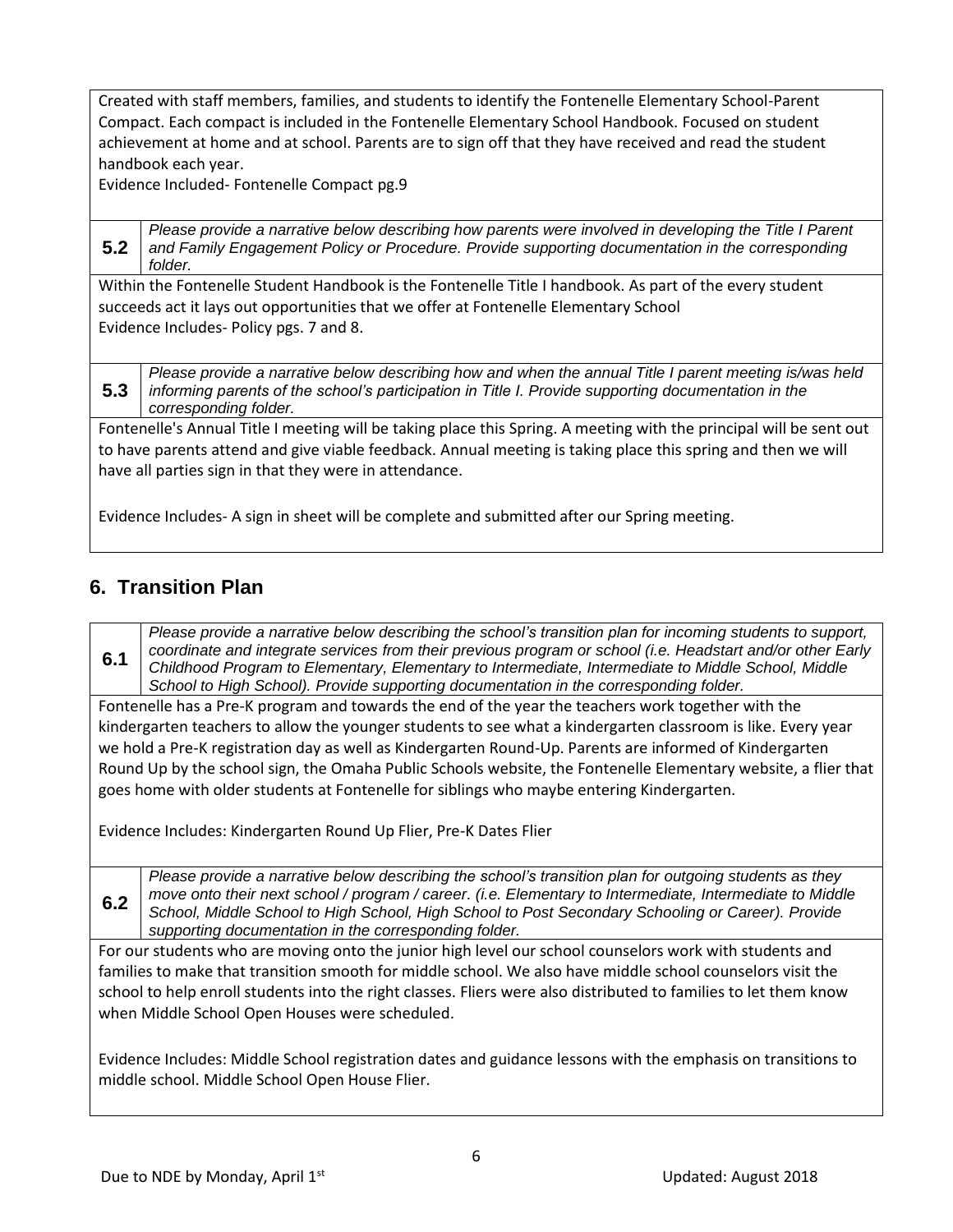Created with staff members, families, and students to identify the Fontenelle Elementary School-Parent Compact. Each compact is included in the Fontenelle Elementary School Handbook. Focused on student achievement at home and at school. Parents are to sign off that they have received and read the student handbook each year.
Evidence Included- Fontenelle Compact pg.9

| **5.2** | *Please provide a narrative below describing how parents were involved in developing the Title I Parent and Family Engagement Policy or Procedure. Provide supporting documentation in the corresponding folder.* |
|---|---|

Within the Fontenelle Student Handbook is the Fontenelle Title I handbook. As part of the every student succeeds act it lays out opportunities that we offer at Fontenelle Elementary School
Evidence Includes- Policy pgs. 7 and 8.

| **5.3** | *Please provide a narrative below describing how and when the annual Title I parent meeting is/was held informing parents of the school's participation in Title I. Provide supporting documentation in the corresponding folder.* |
|---|---|

Fontenelle's Annual Title I meeting will be taking place this Spring. A meeting with the principal will be sent out to have parents attend and give viable feedback. Annual meeting is taking place this spring and then we will have all parties sign in that they were in attendance.

Evidence Includes- A sign in sheet will be complete and submitted after our Spring meeting.

## 6. Transition Plan

| **6.1** | *Please provide a narrative below describing the school's transition plan for incoming students to support, coordinate and integrate services from their previous program or school (i.e. Headstart and/or other Early Childhood Program to Elementary, Elementary to Intermediate, Intermediate to Middle School, Middle School to High School). Provide supporting documentation in the corresponding folder.* |
|---|---|

Fontenelle has a Pre-K program and towards the end of the year the teachers work together with the kindergarten teachers to allow the younger students to see what a kindergarten classroom is like. Every year we hold a Pre-K registration day as well as Kindergarten Round-Up. Parents are informed of Kindergarten Round Up by the school sign, the Omaha Public Schools website, the Fontenelle Elementary website, a flier that goes home with older students at Fontenelle for siblings who maybe entering Kindergarten.

Evidence Includes: Kindergarten Round Up Flier, Pre-K Dates Flier

| **6.2** | *Please provide a narrative below describing the school's transition plan for outgoing students as they move onto their next school / program / career. (i.e. Elementary to Intermediate, Intermediate to Middle School, Middle School to High School, High School to Post Secondary Schooling or Career). Provide supporting documentation in the corresponding folder.* |
|---|---|

For our students who are moving onto the junior high level our school counselors work with students and families to make that transition smooth for middle school. We also have middle school counselors visit the school to help enroll students into the right classes. Fliers were also distributed to families to let them know when Middle School Open Houses were scheduled.

Evidence Includes: Middle School registration dates and guidance lessons with the emphasis on transitions to middle school. Middle School Open House Flier.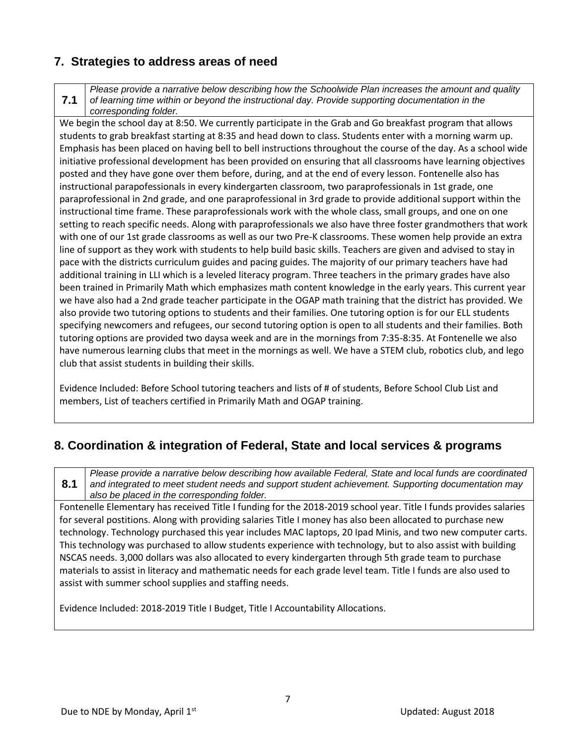## 7. Strategies to address areas of need

| | |
|---|---|
| **7.1** | *Please provide a narrative below describing how the Schoolwide Plan increases the amount and quality of learning time within or beyond the instructional day. Provide supporting documentation in the corresponding folder.* |

We begin the school day at 8:50. We currently participate in the Grab and Go breakfast program that allows students to grab breakfast starting at 8:35 and head down to class. Students enter with a morning warm up. Emphasis has been placed on having bell to bell instructions throughout the course of the day. As a school wide initiative professional development has been provided on ensuring that all classrooms have learning objectives posted and they have gone over them before, during, and at the end of every lesson. Fontenelle also has instructional parapofessionals in every kindergarten classroom, two paraprofessionals in 1st grade, one paraprofessional in 2nd grade, and one paraprofessional in 3rd grade to provide additional support within the instructional time frame. These paraprofessionals work with the whole class, small groups, and one on one setting to reach specific needs. Along with paraprofessionals we also have three foster grandmothers that work with one of our 1st grade classrooms as well as our two Pre-K classrooms. These women help provide an extra line of support as they work with students to help build basic skills. Teachers are given and advised to stay in pace with the districts curriculum guides and pacing guides. The majority of our primary teachers have had additional training in LLI which is a leveled literacy program. Three teachers in the primary grades have also been trained in Primarily Math which emphasizes math content knowledge in the early years. This current year we have also had a 2nd grade teacher participate in the OGAP math training that the district has provided. We also provide two tutoring options to students and their families. One tutoring option is for our ELL students specifying newcomers and refugees, our second tutoring option is open to all students and their families. Both tutoring options are provided two daysa week and are in the mornings from 7:35-8:35. At Fontenelle we also have numerous learning clubs that meet in the mornings as well. We have a STEM club, robotics club, and lego club that assist students in building their skills.

Evidence Included: Before School tutoring teachers and lists of # of students, Before School Club List and members, List of teachers certified in Primarily Math and OGAP training.

## 8. Coordination & integration of Federal, State and local services & programs

| | |
|---|---|
| **8.1** | *Please provide a narrative below describing how available Federal, State and local funds are coordinated and integrated to meet student needs and support student achievement. Supporting documentation may also be placed in the corresponding folder.* |

Fontenelle Elementary has received Title I funding for the 2018-2019 school year. Title I funds provides salaries for several postitions. Along with providing salaries Title I money has also been allocated to purchase new technology. Technology purchased this year includes MAC laptops, 20 Ipad Minis, and two new computer carts. This technology was purchased to allow students experience with technology, but to also assist with building NSCAS needs. 3,000 dollars was also allocated to every kindergarten through 5th grade team to purchase materials to assist in literacy and mathematic needs for each grade level team. Title I funds are also used to assist with summer school supplies and staffing needs.

Evidence Included: 2018-2019 Title I Budget, Title I Accountability Allocations.